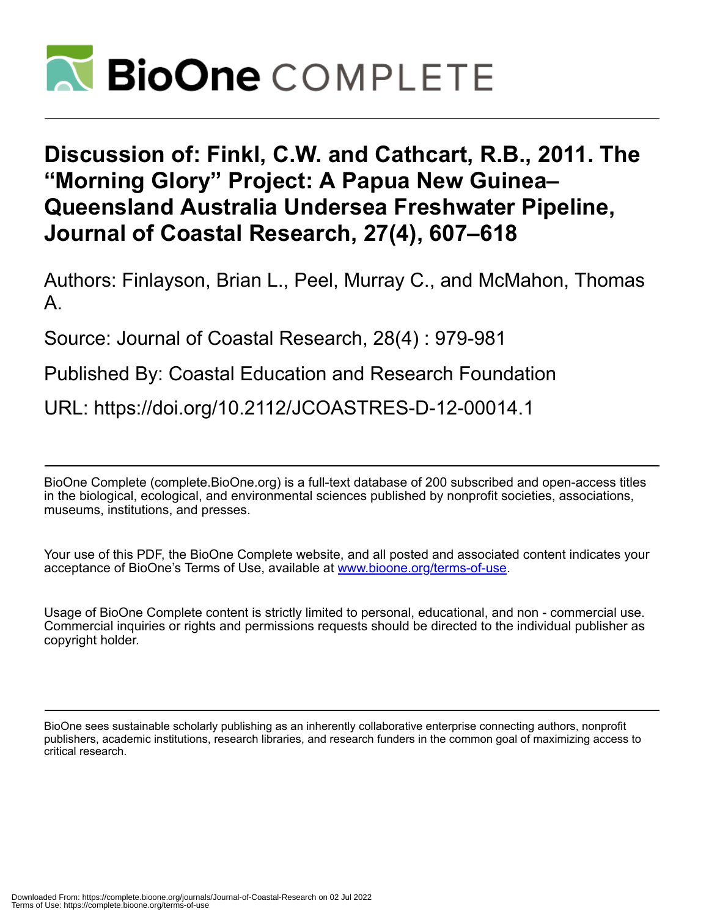# Discussion of: Finkl, C.W. and Cathcart, R.B., 2011. The "Morning Glory" Project: A Papua New Guinea–Queensland Australia Undersea Freshwater Pipeline, Journal of Coastal Research, 27(4), 607–618

Authors: Finlayson, Brian L., Peel, Murray C., and McMahon, Thomas A.

Source: Journal of Coastal Research, 28(4) : 979-981

Published By: Coastal Education and Research Foundation

URL: https://doi.org/10.2112/JCOASTRES-D-12-00014.1

---

BioOne Complete (complete.BioOne.org) is a full-text database of 200 subscribed and open-access titles in the biological, ecological, and environmental sciences published by nonprofit societies, associations, museums, institutions, and presses.

Your use of this PDF, the BioOne Complete website, and all posted and associated content indicates your acceptance of BioOne's Terms of Use, available at www.bioone.org/terms-of-use.

Usage of BioOne Complete content is strictly limited to personal, educational, and non - commercial use. Commercial inquiries or rights and permissions requests should be directed to the individual publisher as copyright holder.

---

BioOne sees sustainable scholarly publishing as an inherently collaborative enterprise connecting authors, nonprofit publishers, academic institutions, research libraries, and research funders in the common goal of maximizing access to critical research.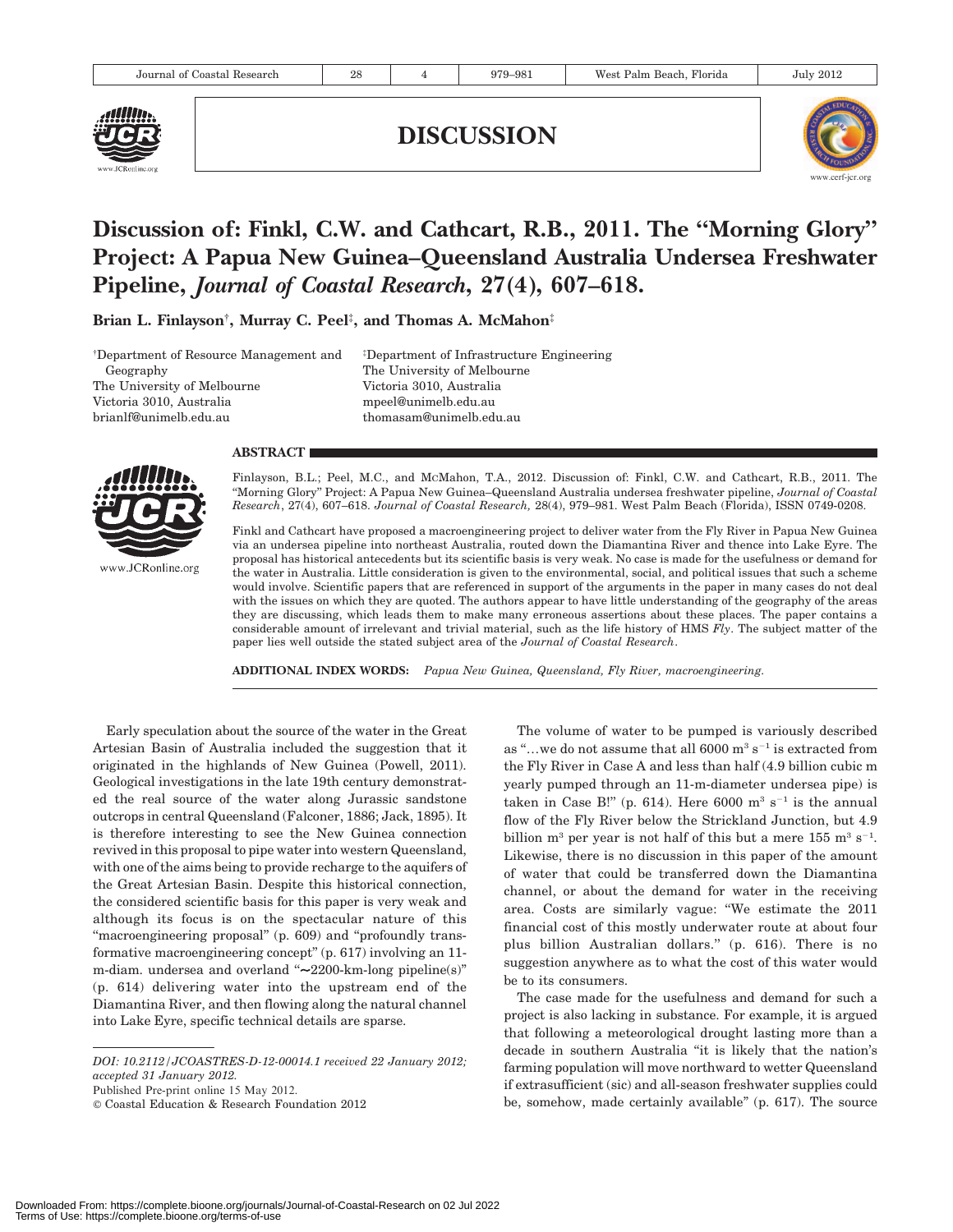# Discussion of: Finkl, C.W. and Cathcart, R.B., 2011. The "Morning Glory" Project: A Papua New Guinea–Queensland Australia Undersea Freshwater Pipeline, *Journal of Coastal Research*, 27(4), 607–618.

**Brian L. Finlayson**[†], **Murray C. Peel**[‡], **and Thomas A. McMahon**[‡]

[†]Department of Resource Management and Geography
The University of Melbourne
Victoria 3010, Australia
brianlf@unimelb.edu.au

[‡]Department of Infrastructure Engineering
The University of Melbourne
Victoria 3010, Australia
mpeel@unimelb.edu.au
thomasam@unimelb.edu.au

## ABSTRACT

Finlayson, B.L.; Peel, M.C., and McMahon, T.A., 2012. Discussion of: Finkl, C.W. and Cathcart, R.B., 2011. The "Morning Glory" Project: A Papua New Guinea–Queensland Australia undersea freshwater pipeline, *Journal of Coastal Research*, 27(4), 607–618. *Journal of Coastal Research,* 28(4), 979–981. West Palm Beach (Florida), ISSN 0749-0208.

Finkl and Cathcart have proposed a macroengineering project to deliver water from the Fly River in Papua New Guinea via an undersea pipeline into northeast Australia, routed down the Diamantina River and thence into Lake Eyre. The proposal has historical antecedents but its scientific basis is very weak. No case is made for the usefulness or demand for the water in Australia. Little consideration is given to the environmental, social, and political issues that such a scheme would involve. Scientific papers that are referenced in support of the arguments in the paper in many cases do not deal with the issues on which they are quoted. The authors appear to have little understanding of the geography of the areas they are discussing, which leads them to make many erroneous assertions about these places. The paper contains a considerable amount of irrelevant and trivial material, such as the life history of HMS *Fly*. The subject matter of the paper lies well outside the stated subject area of the *Journal of Coastal Research*.

**ADDITIONAL INDEX WORDS:** *Papua New Guinea, Queensland, Fly River, macroengineering.*

Early speculation about the source of the water in the Great Artesian Basin of Australia included the suggestion that it originated in the highlands of New Guinea (Powell, 2011). Geological investigations in the late 19th century demonstrated the real source of the water along Jurassic sandstone outcrops in central Queensland (Falconer, 1886; Jack, 1895). It is therefore interesting to see the New Guinea connection revived in this proposal to pipe water into western Queensland, with one of the aims being to provide recharge to the aquifers of the Great Artesian Basin. Despite this historical connection, the considered scientific basis for this paper is very weak and although its focus is on the spectacular nature of this "macroengineering proposal" (p. 609) and "profoundly transformative macroengineering concept" (p. 617) involving an 11-m-diam. undersea and overland "∼2200-km-long pipeline(s)" (p. 614) delivering water into the upstream end of the Diamantina River, and then flowing along the natural channel into Lake Eyre, specific technical details are sparse.

The volume of water to be pumped is variously described as "…we do not assume that all 6000 $m^3 s^{-1}$ is extracted from the Fly River in Case A and less than half (4.9 billion cubic m yearly pumped through an 11-m-diameter undersea pipe) is taken in Case B!" (p. 614). Here 6000 $m^3 s^{-1}$ is the annual flow of the Fly River below the Strickland Junction, but 4.9 billion $m^3$ per year is not half of this but a mere 155 $m^3 s^{-1}$. Likewise, there is no discussion in this paper of the amount of water that could be transferred down the Diamantina channel, or about the demand for water in the receiving area. Costs are similarly vague: "We estimate the 2011 financial cost of this mostly underwater route at about four plus billion Australian dollars." (p. 616). There is no suggestion anywhere as to what the cost of this water would be to its consumers.

The case made for the usefulness and demand for such a project is also lacking in substance. For example, it is argued that following a meteorological drought lasting more than a decade in southern Australia "it is likely that the nation's farming population will move northward to wetter Queensland if extrasufficient (sic) and all-season freshwater supplies could be, somehow, made certainly available" (p. 617). The source

*DOI: 10.2112/JCOASTRES-D-12-00014.1 received 22 January 2012; accepted 31 January 2012.*
Published Pre-print online 15 May 2012.
© Coastal Education & Research Foundation 2012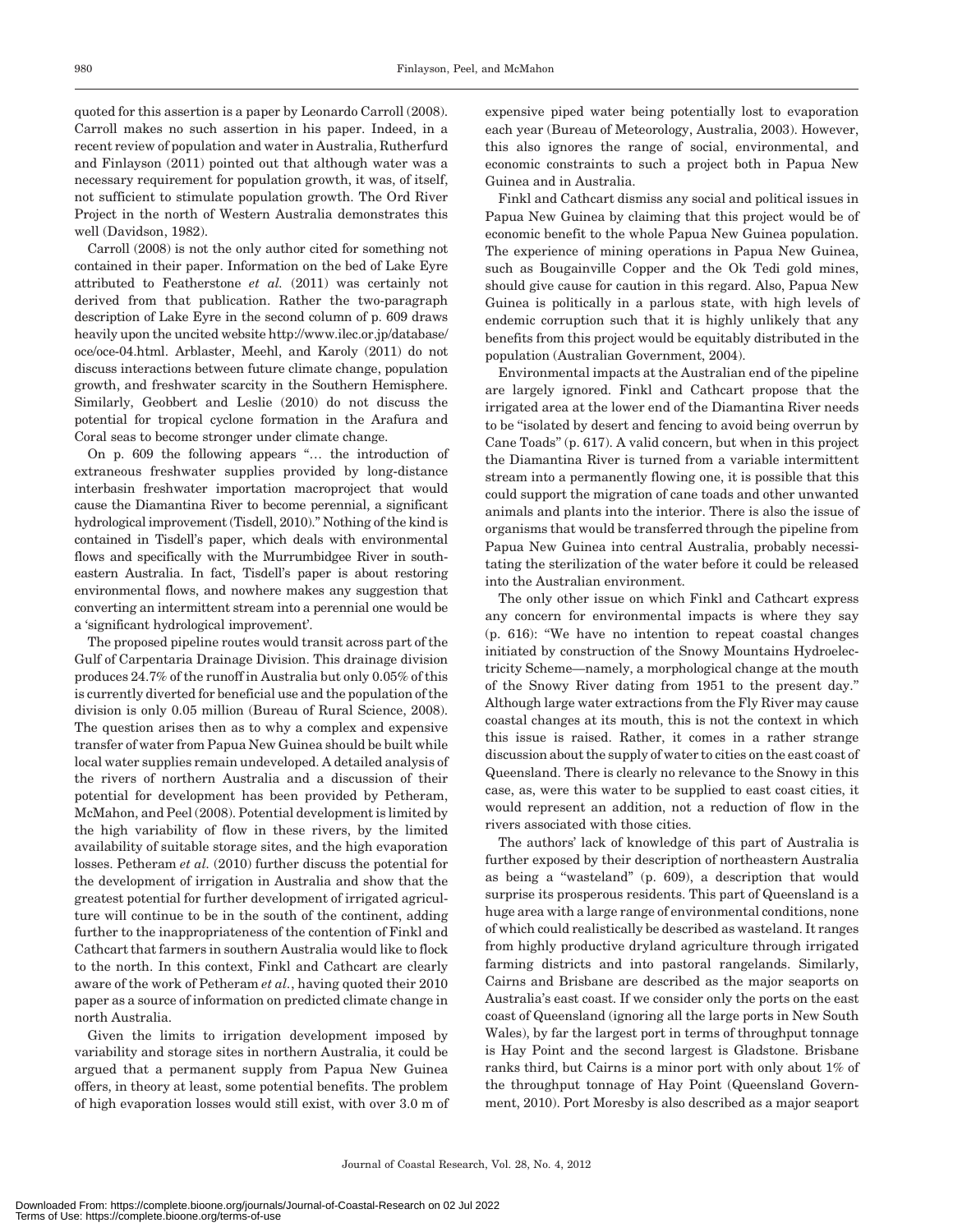quoted for this assertion is a paper by Leonardo Carroll (2008). Carroll makes no such assertion in his paper. Indeed, in a recent review of population and water in Australia, Rutherfurd and Finlayson (2011) pointed out that although water was a necessary requirement for population growth, it was, of itself, not sufficient to stimulate population growth. The Ord River Project in the north of Western Australia demonstrates this well (Davidson, 1982).

Carroll (2008) is not the only author cited for something not contained in their paper. Information on the bed of Lake Eyre attributed to Featherstone *et al.* (2011) was certainly not derived from that publication. Rather the two-paragraph description of Lake Eyre in the second column of p. 609 draws heavily upon the uncited website http://www.ilec.or.jp/database/oce/oce-04.html. Arblaster, Meehl, and Karoly (2011) do not discuss interactions between future climate change, population growth, and freshwater scarcity in the Southern Hemisphere. Similarly, Geobbert and Leslie (2010) do not discuss the potential for tropical cyclone formation in the Arafura and Coral seas to become stronger under climate change.

On p. 609 the following appears "… the introduction of extraneous freshwater supplies provided by long-distance interbasin freshwater importation macroproject that would cause the Diamantina River to become perennial, a significant hydrological improvement (Tisdell, 2010)." Nothing of the kind is contained in Tisdell's paper, which deals with environmental flows and specifically with the Murrumbidgee River in southeastern Australia. In fact, Tisdell's paper is about restoring environmental flows, and nowhere makes any suggestion that converting an intermittent stream into a perennial one would be a 'significant hydrological improvement'.

The proposed pipeline routes would transit across part of the Gulf of Carpentaria Drainage Division. This drainage division produces 24.7% of the runoff in Australia but only 0.05% of this is currently diverted for beneficial use and the population of the division is only 0.05 million (Bureau of Rural Science, 2008). The question arises then as to why a complex and expensive transfer of water from Papua New Guinea should be built while local water supplies remain undeveloped. A detailed analysis of the rivers of northern Australia and a discussion of their potential for development has been provided by Petheram, McMahon, and Peel (2008). Potential development is limited by the high variability of flow in these rivers, by the limited availability of suitable storage sites, and the high evaporation losses. Petheram *et al.* (2010) further discuss the potential for the development of irrigation in Australia and show that the greatest potential for further development of irrigated agriculture will continue to be in the south of the continent, adding further to the inappropriateness of the contention of Finkl and Cathcart that farmers in southern Australia would like to flock to the north. In this context, Finkl and Cathcart are clearly aware of the work of Petheram *et al.*, having quoted their 2010 paper as a source of information on predicted climate change in north Australia.

Given the limits to irrigation development imposed by variability and storage sites in northern Australia, it could be argued that a permanent supply from Papua New Guinea offers, in theory at least, some potential benefits. The problem of high evaporation losses would still exist, with over 3.0 m of expensive piped water being potentially lost to evaporation each year (Bureau of Meteorology, Australia, 2003). However, this also ignores the range of social, environmental, and economic constraints to such a project both in Papua New Guinea and in Australia.

Finkl and Cathcart dismiss any social and political issues in Papua New Guinea by claiming that this project would be of economic benefit to the whole Papua New Guinea population. The experience of mining operations in Papua New Guinea, such as Bougainville Copper and the Ok Tedi gold mines, should give cause for caution in this regard. Also, Papua New Guinea is politically in a parlous state, with high levels of endemic corruption such that it is highly unlikely that any benefits from this project would be equitably distributed in the population (Australian Government, 2004).

Environmental impacts at the Australian end of the pipeline are largely ignored. Finkl and Cathcart propose that the irrigated area at the lower end of the Diamantina River needs to be "isolated by desert and fencing to avoid being overrun by Cane Toads" (p. 617). A valid concern, but when in this project the Diamantina River is turned from a variable intermittent stream into a permanently flowing one, it is possible that this could support the migration of cane toads and other unwanted animals and plants into the interior. There is also the issue of organisms that would be transferred through the pipeline from Papua New Guinea into central Australia, probably necessitating the sterilization of the water before it could be released into the Australian environment.

The only other issue on which Finkl and Cathcart express any concern for environmental impacts is where they say (p. 616): "We have no intention to repeat coastal changes initiated by construction of the Snowy Mountains Hydroelectricity Scheme—namely, a morphological change at the mouth of the Snowy River dating from 1951 to the present day." Although large water extractions from the Fly River may cause coastal changes at its mouth, this is not the context in which this issue is raised. Rather, it comes in a rather strange discussion about the supply of water to cities on the east coast of Queensland. There is clearly no relevance to the Snowy in this case, as, were this water to be supplied to east coast cities, it would represent an addition, not a reduction of flow in the rivers associated with those cities.

The authors' lack of knowledge of this part of Australia is further exposed by their description of northeastern Australia as being a "wasteland" (p. 609), a description that would surprise its prosperous residents. This part of Queensland is a huge area with a large range of environmental conditions, none of which could realistically be described as wasteland. It ranges from highly productive dryland agriculture through irrigated farming districts and into pastoral rangelands. Similarly, Cairns and Brisbane are described as the major seaports on Australia's east coast. If we consider only the ports on the east coast of Queensland (ignoring all the large ports in New South Wales), by far the largest port in terms of throughput tonnage is Hay Point and the second largest is Gladstone. Brisbane ranks third, but Cairns is a minor port with only about 1% of the throughput tonnage of Hay Point (Queensland Government, 2010). Port Moresby is also described as a major seaport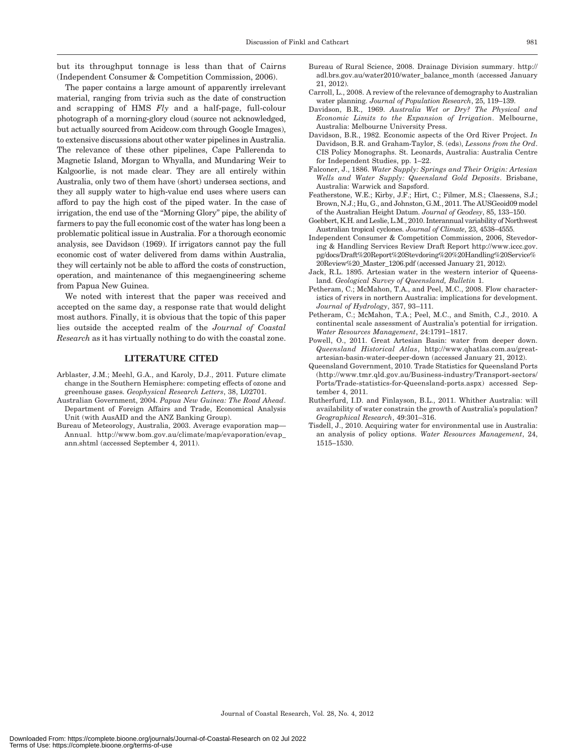but its throughput tonnage is less than that of Cairns (Independent Consumer & Competition Commission, 2006).

The paper contains a large amount of apparently irrelevant material, ranging from trivia such as the date of construction and scrapping of HMS *Fly* and a half-page, full-colour photograph of a morning-glory cloud (source not acknowledged, but actually sourced from Acidcow.com through Google Images), to extensive discussions about other water pipelines in Australia. The relevance of these other pipelines, Cape Pallerenda to Magnetic Island, Morgan to Whyalla, and Mundaring Weir to Kalgoorlie, is not made clear. They are all entirely within Australia, only two of them have (short) undersea sections, and they all supply water to high-value end uses where users can afford to pay the high cost of the piped water. In the case of irrigation, the end use of the "Morning Glory" pipe, the ability of farmers to pay the full economic cost of the water has long been a problematic political issue in Australia. For a thorough economic analysis, see Davidson (1969). If irrigators cannot pay the full economic cost of water delivered from dams within Australia, they will certainly not be able to afford the costs of construction, operation, and maintenance of this megaengineering scheme from Papua New Guinea.

We noted with interest that the paper was received and accepted on the same day, a response rate that would delight most authors. Finally, it is obvious that the topic of this paper lies outside the accepted realm of the *Journal of Coastal Research* as it has virtually nothing to do with the coastal zone.

## LITERATURE CITED

Arblaster, J.M.; Meehl, G.A., and Karoly, D.J., 2011. Future climate change in the Southern Hemisphere: competing effects of ozone and greenhouse gases. *Geophysical Research Letters*, 38, L02701.

Australian Government, 2004. *Papua New Guinea: The Road Ahead*. Department of Foreign Affairs and Trade, Economical Analysis Unit (with AusAID and the ANZ Banking Group).

Bureau of Meteorology, Australia, 2003. Average evaporation map—Annual. http://www.bom.gov.au/climate/map/evaporation/evap_ann.shtml (accessed September 4, 2011).

Bureau of Rural Science, 2008. Drainage Division summary. http://adl.brs.gov.au/water2010/water_balance_month (accessed January 21, 2012).

Carroll, L., 2008. A review of the relevance of demography to Australian water planning. *Journal of Population Research*, 25, 119–139.

Davidson, B.R., 1969. *Australia Wet or Dry? The Physical and Economic Limits to the Expansion of Irrigation*. Melbourne, Australia: Melbourne University Press.

Davidson, B.R., 1982. Economic aspects of the Ord River Project. *In* Davidson, B.R. and Graham-Taylor, S. (eds), *Lessons from the Ord*. CIS Policy Monographs. St. Leonards, Australia: Australia Centre for Independent Studies, pp. 1–22.

Falconer, J., 1886. *Water Supply: Springs and Their Origin: Artesian Wells and Water Supply: Queensland Gold Deposits*. Brisbane, Australia: Warwick and Sapsford.

Featherstone, W.E.; Kirby, J.F.; Hirt, C.; Filmer, M.S.; Claessens, S.J.; Brown, N.J.; Hu, G., and Johnston, G.M., 2011. The AUSGeoid09 model of the Australian Height Datum. *Journal of Geodesy*, 85, 133–150.

Goebbert, K.H. and Leslie, L.M., 2010. Interannual variability of Northwest Australian tropical cyclones. *Journal of Climate*, 23, 4538–4555.

Independent Consumer & Competition Commission, 2006, Stevedoring & Handling Services Review Draft Report http://www.iccc.gov.pg/docs/Draft%20Report%20Stevdoring%20%20Handling%20Service%20Review%20_Master_1206.pdf (accessed January 21, 2012).

Jack, R.L. 1895. Artesian water in the western interior of Queensland. *Geological Survey of Queensland, Bulletin* 1.

Petheram, C.; McMahon, T.A., and Peel, M.C., 2008. Flow characteristics of rivers in northern Australia: implications for development. *Journal of Hydrology*, 357, 93–111.

Petheram, C.; McMahon, T.A.; Peel, M.C., and Smith, C.J., 2010. A continental scale assessment of Australia's potential for irrigation. *Water Resources Management*, 24:1791–1817.

Powell, O., 2011. Great Artesian Basin: water from deeper down. *Queensland Historical Atlas*, http://www.qhatlas.com.au/great-artesian-basin-water-deeper-down (accessed January 21, 2012).

Queensland Government, 2010. Trade Statistics for Queensland Ports (http://www.tmr.qld.gov.au/Business-industry/Transport-sectors/Ports/Trade-statistics-for-Queensland-ports.aspx) accessed September 4, 2011.

Rutherfurd, I.D. and Finlayson, B.L., 2011. Whither Australia: will availability of water constrain the growth of Australia's population? *Geographical Research*, 49:301–316.

Tisdell, J., 2010. Acquiring water for environmental use in Australia: an analysis of policy options. *Water Resources Management*, 24, 1515–1530.